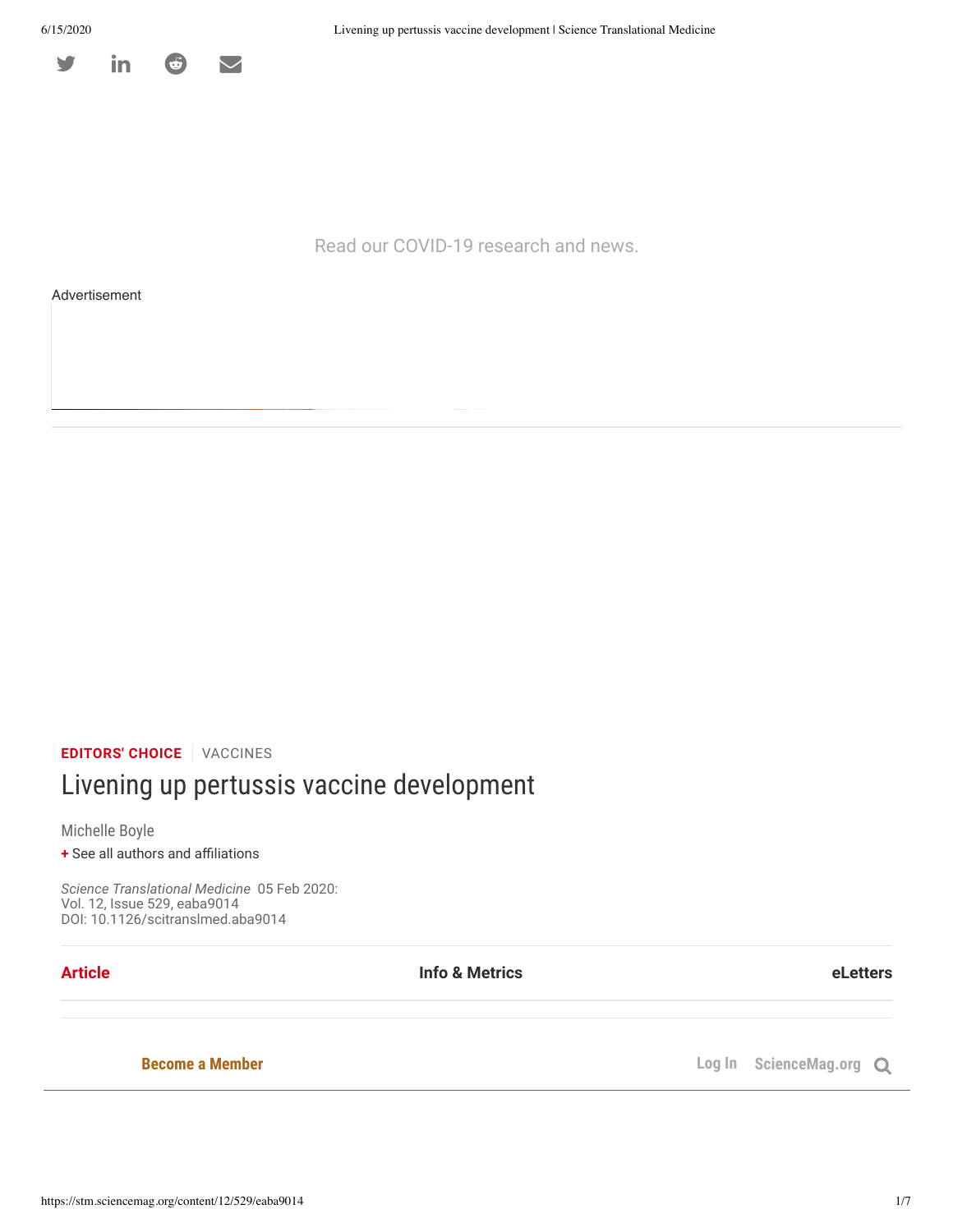Read our COVID-19 research and news.

EDITORS' CHOICE | VACCINES

# Livening up pertussis vaccine development

Michelle Boyle

+ See all authors and affiliations

*Science Translational Medicine* 05 Feb 2020:
Vol. 12, Issue 529, eaba9014
DOI: 10.1126/scitranslmed.aba9014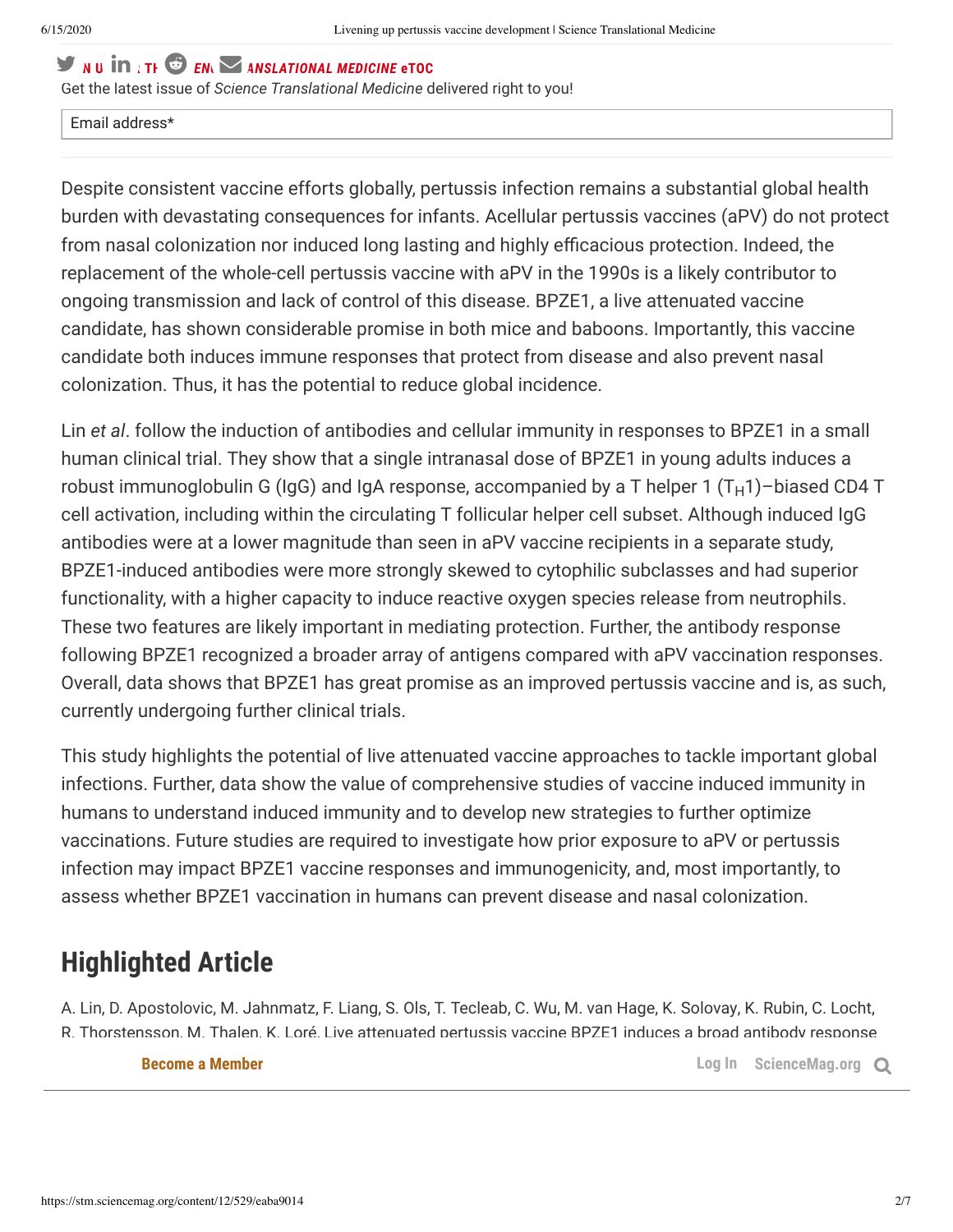Get the latest issue of *Science Translational Medicine* delivered right to you!

Email address*

Despite consistent vaccine efforts globally, pertussis infection remains a substantial global health burden with devastating consequences for infants. Acellular pertussis vaccines (aPV) do not protect from nasal colonization nor induced long lasting and highly efficacious protection. Indeed, the replacement of the whole-cell pertussis vaccine with aPV in the 1990s is a likely contributor to ongoing transmission and lack of control of this disease. BPZE1, a live attenuated vaccine candidate, has shown considerable promise in both mice and baboons. Importantly, this vaccine candidate both induces immune responses that protect from disease and also prevent nasal colonization. Thus, it has the potential to reduce global incidence.

Lin *et al*. follow the induction of antibodies and cellular immunity in responses to BPZE1 in a small human clinical trial. They show that a single intranasal dose of BPZE1 in young adults induces a robust immunoglobulin G (IgG) and IgA response, accompanied by a T helper 1 ($T_H1$)–biased CD4 T cell activation, including within the circulating T follicular helper cell subset. Although induced IgG antibodies were at a lower magnitude than seen in aPV vaccine recipients in a separate study, BPZE1-induced antibodies were more strongly skewed to cytophilic subclasses and had superior functionality, with a higher capacity to induce reactive oxygen species release from neutrophils. These two features are likely important in mediating protection. Further, the antibody response following BPZE1 recognized a broader array of antigens compared with aPV vaccination responses. Overall, data shows that BPZE1 has great promise as an improved pertussis vaccine and is, as such, currently undergoing further clinical trials.

This study highlights the potential of live attenuated vaccine approaches to tackle important global infections. Further, data show the value of comprehensive studies of vaccine induced immunity in humans to understand induced immunity and to develop new strategies to further optimize vaccinations. Future studies are required to investigate how prior exposure to aPV or pertussis infection may impact BPZE1 vaccine responses and immunogenicity, and, most importantly, to assess whether BPZE1 vaccination in humans can prevent disease and nasal colonization.

## Highlighted Article

A. Lin, D. Apostolovic, M. Jahnmatz, F. Liang, S. Ols, T. Tecleab, C. Wu, M. van Hage, K. Solovay, K. Rubin, C. Locht, R. Thorstensson, M. Thalen, K. Loré, Live attenuated pertussis vaccine BPZE1 induces a broad antibody response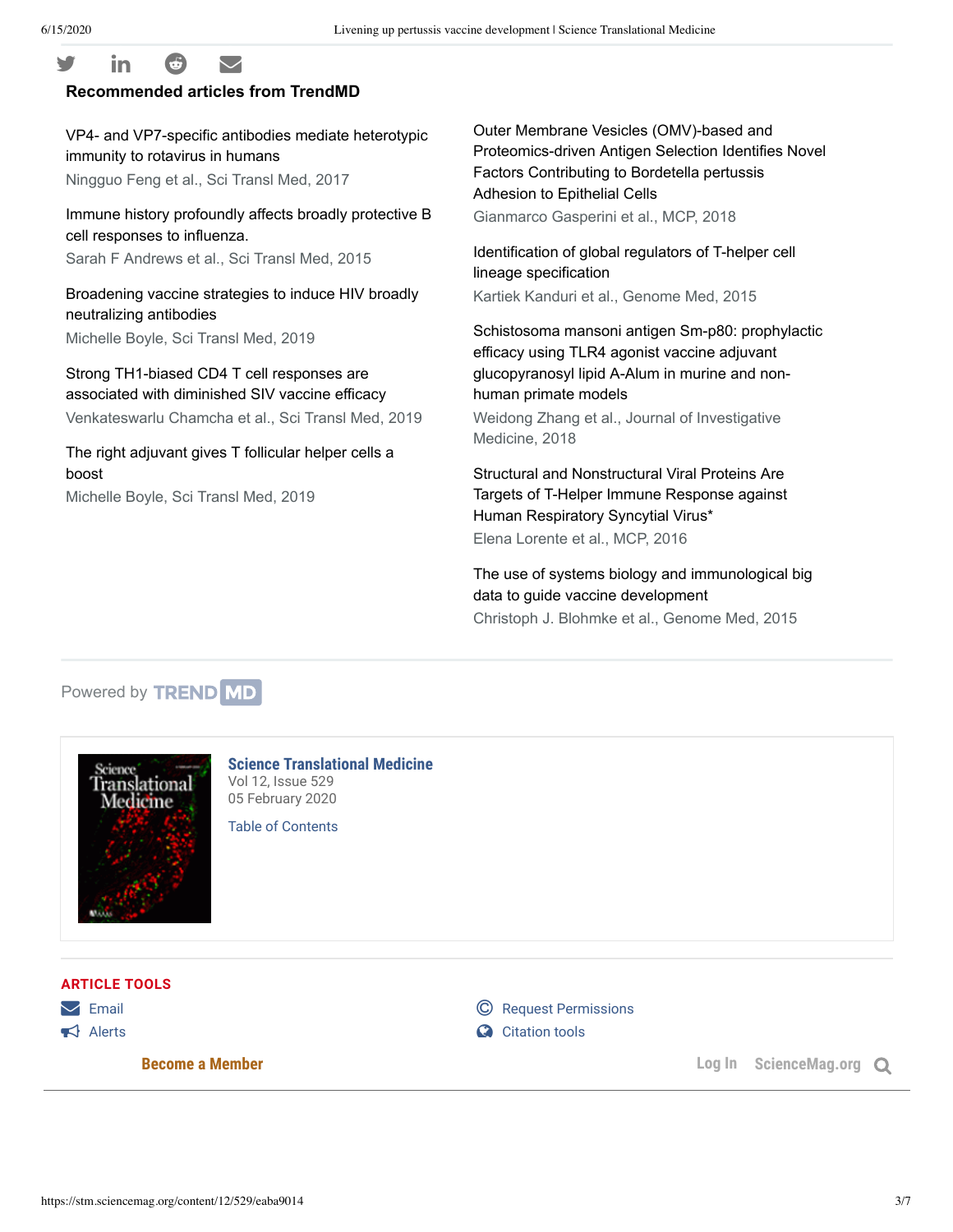## Recommended articles from TrendMD

VP4- and VP7-specific antibodies mediate heterotypic immunity to rotavirus in humans
Ningguo Feng et al., Sci Transl Med, 2017

Immune history profoundly affects broadly protective B cell responses to influenza.
Sarah F Andrews et al., Sci Transl Med, 2015

Broadening vaccine strategies to induce HIV broadly neutralizing antibodies
Michelle Boyle, Sci Transl Med, 2019

Strong TH1-biased CD4 T cell responses are associated with diminished SIV vaccine efficacy
Venkateswarlu Chamcha et al., Sci Transl Med, 2019

The right adjuvant gives T follicular helper cells a boost
Michelle Boyle, Sci Transl Med, 2019

Outer Membrane Vesicles (OMV)-based and Proteomics-driven Antigen Selection Identifies Novel Factors Contributing to Bordetella pertussis Adhesion to Epithelial Cells
Gianmarco Gasperini et al., MCP, 2018

Identification of global regulators of T-helper cell lineage specification
Kartiek Kanduri et al., Genome Med, 2015

Schistosoma mansoni antigen Sm-p80: prophylactic efficacy using TLR4 agonist vaccine adjuvant glucopyranosyl lipid A-Alum in murine and non-human primate models
Weidong Zhang et al., Journal of Investigative Medicine, 2018

Structural and Nonstructural Viral Proteins Are Targets of T-Helper Immune Response against Human Respiratory Syncytial Virus*
Elena Lorente et al., MCP, 2016

The use of systems biology and immunological big data to guide vaccine development
Christoph J. Blohmke et al., Genome Med, 2015

Powered by TREND MD

**Science Translational Medicine**
Vol 12, Issue 529
05 February 2020

Table of Contents

**ARTICLE TOOLS**

Email
Alerts
Request Permissions
Citation tools

Become a Member

Log In ScienceMag.org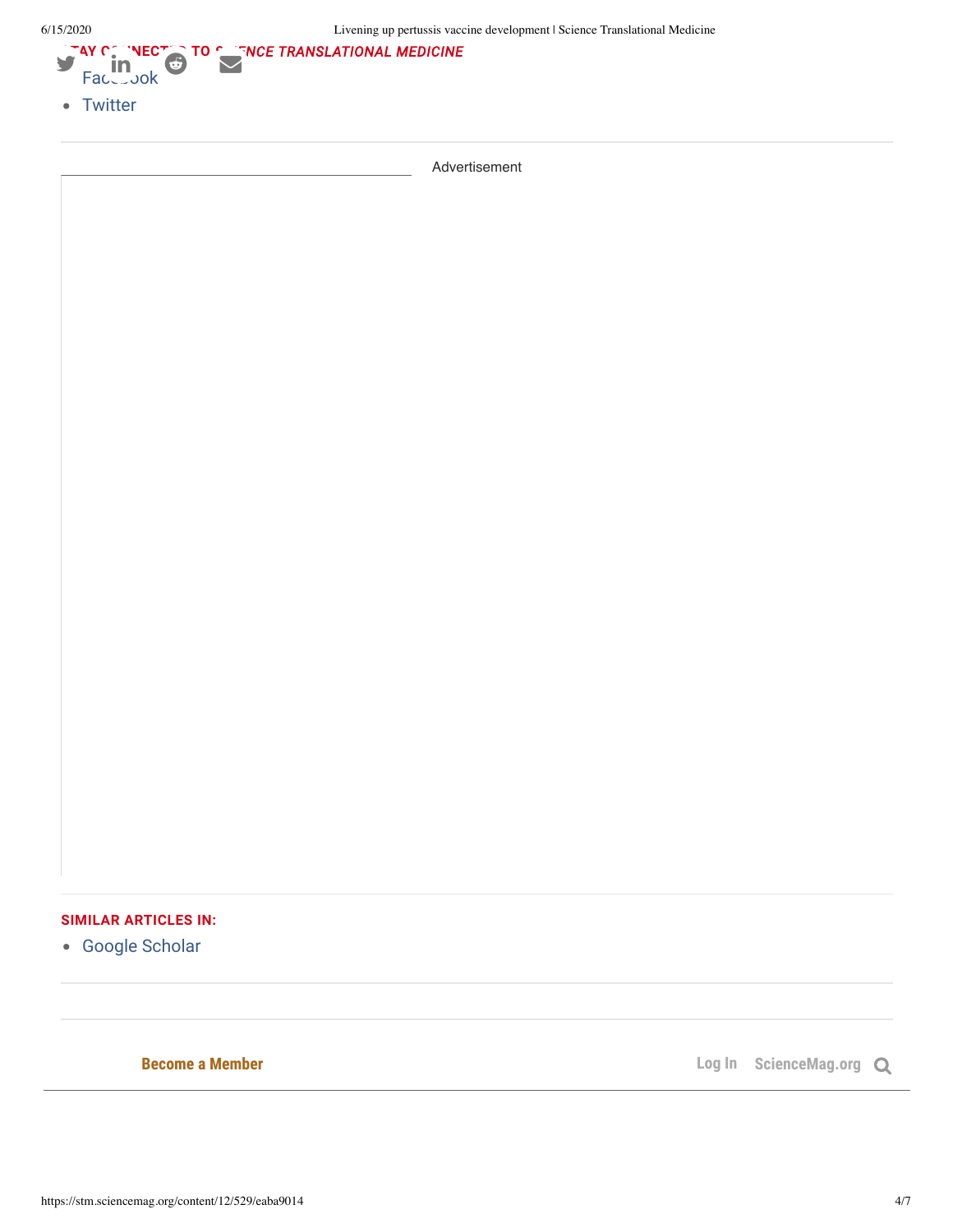**STAY CONNECTED TO *SCIENCE TRANSLATIONAL MEDICINE***

- Facebook
- Twitter

Advertisement

**SIMILAR ARTICLES IN:**

- Google Scholar

**Become a Member** Log In ScienceMag.org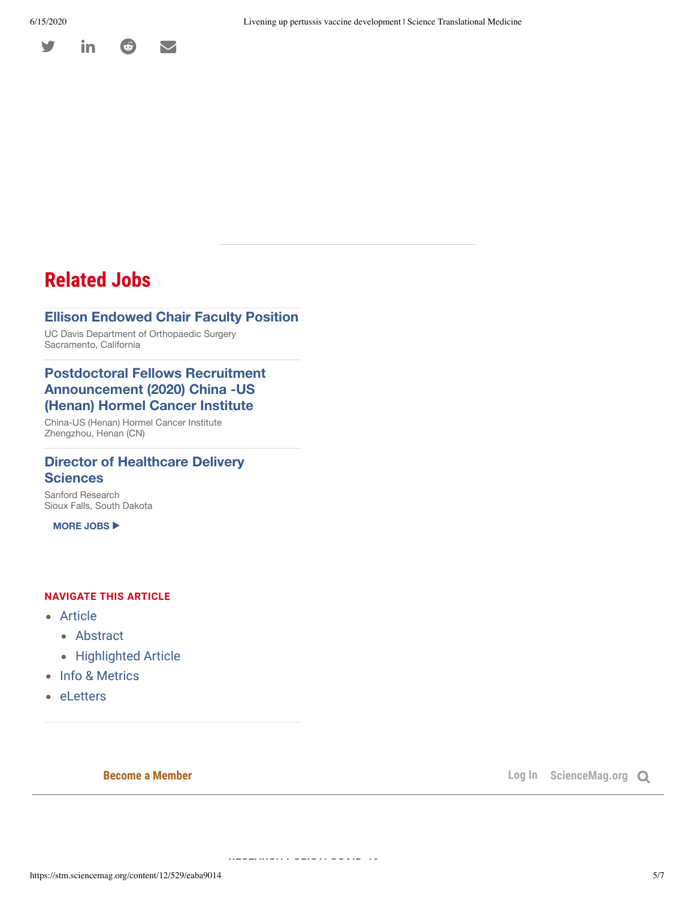## Related Jobs

**Ellison Endowed Chair Faculty Position**

UC Davis Department of Orthopaedic Surgery
Sacramento, California

**Postdoctoral Fellows Recruitment Announcement (2020) China -US (Henan) Hormel Cancer Institute**

China-US (Henan) Hormel Cancer Institute
Zhengzhou, Henan (CN)

**Director of Healthcare Delivery Sciences**

Sanford Research
Sioux Falls, South Dakota

MORE JOBS ▶

**NAVIGATE THIS ARTICLE**

- Article
  - Abstract
  - Highlighted Article
- Info & Metrics
- eLetters

Become a Member

Log In ScienceMag.org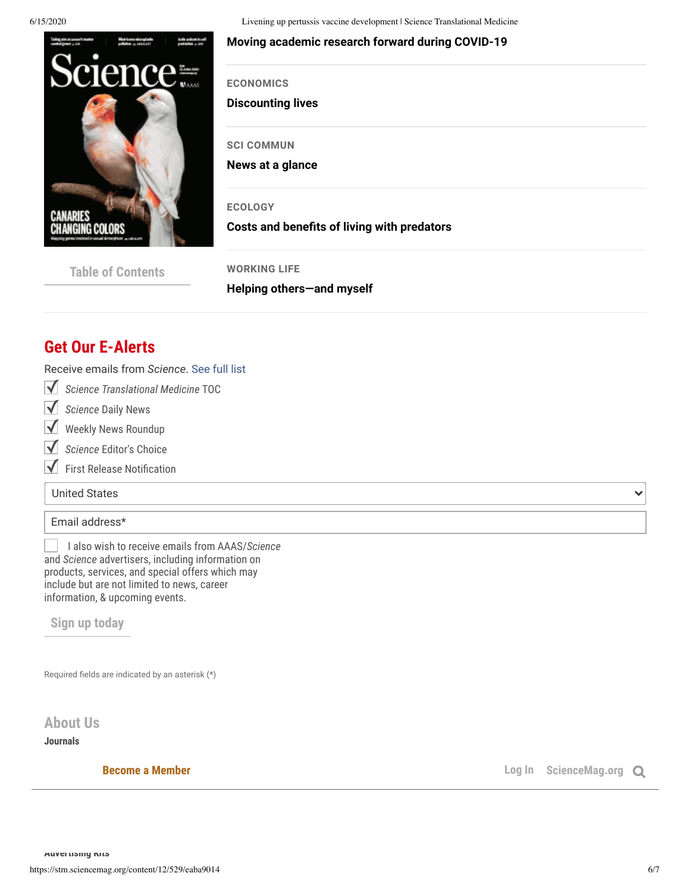Moving academic research forward during COVID-19

ECONOMICS

**Discounting lives**

SCI COMMUN

**News at a glance**

ECOLOGY

**Costs and benefits of living with predators**

WORKING LIFE

**Helping others—and myself**

Table of Contents

## Get Our E-Alerts

Receive emails from *Science*. See full list

- [x] *Science Translational Medicine* TOC
- [x] *Science* Daily News
- [x] Weekly News Roundup
- [x] *Science* Editor's Choice
- [x] First Release Notification

United States

Email address*

- [ ] I also wish to receive emails from AAAS/*Science* and *Science* advertisers, including information on products, services, and special offers which may include but are not limited to news, career information, & upcoming events.

Sign up today

Required fields are indicated by an asterisk (*)

About Us

**Journals**

Become a Member

Log In ScienceMag.org

Advertising Kits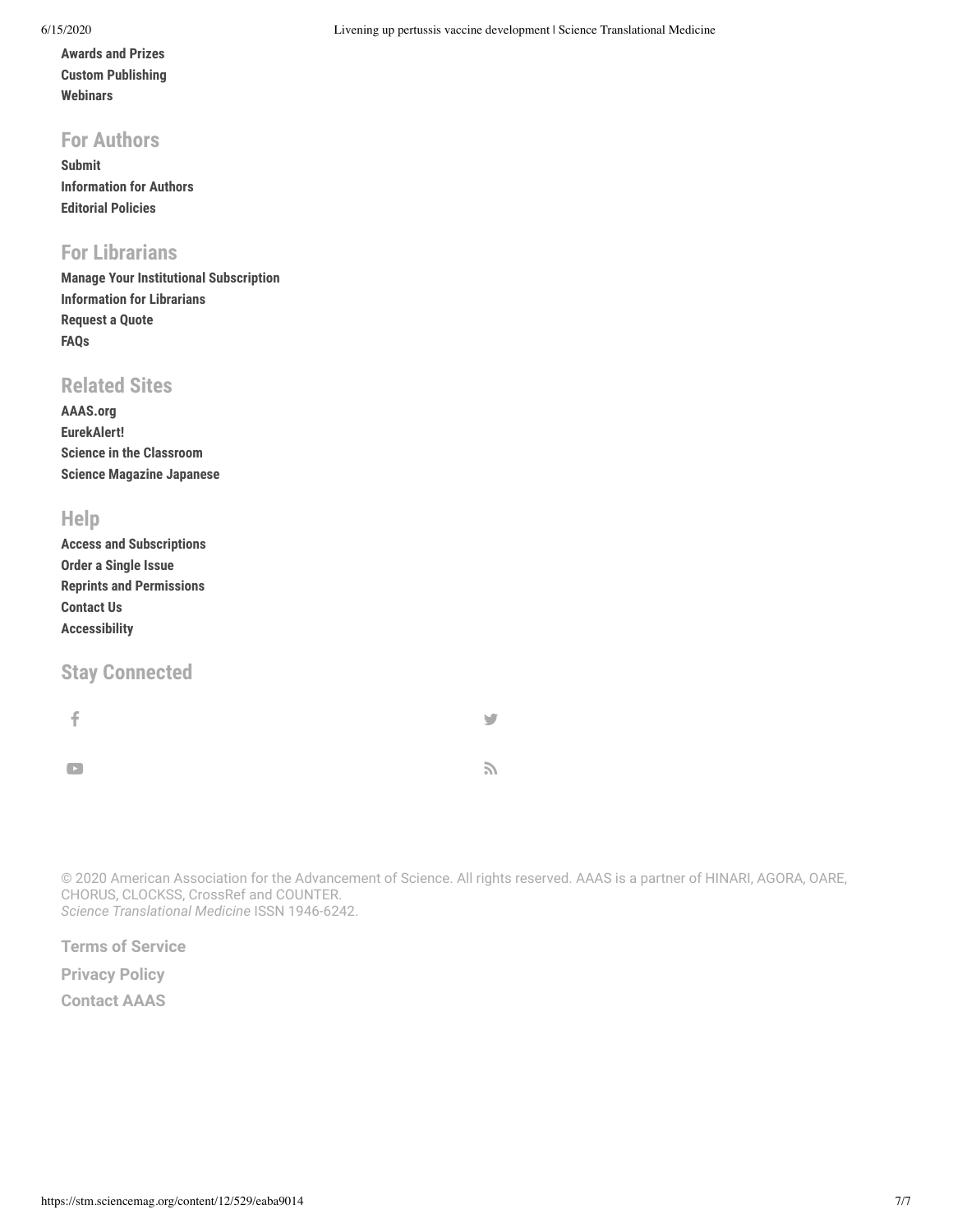**Awards and Prizes**
**Custom Publishing**
**Webinars**

## For Authors

**Submit**
**Information for Authors**
**Editorial Policies**

## For Librarians

**Manage Your Institutional Subscription**
**Information for Librarians**
**Request a Quote**
**FAQs**

## Related Sites

**AAAS.org**
**EurekAlert!**
**Science in the Classroom**
**Science Magazine Japanese**

## Help

**Access and Subscriptions**
**Order a Single Issue**
**Reprints and Permissions**
**Contact Us**
**Accessibility**

## Stay Connected

© 2020 American Association for the Advancement of Science. All rights reserved. AAAS is a partner of HINARI, AGORA, OARE, CHORUS, CLOCKSS, CrossRef and COUNTER.
*Science Translational Medicine* ISSN 1946-6242.

**Terms of Service**
**Privacy Policy**
**Contact AAAS**